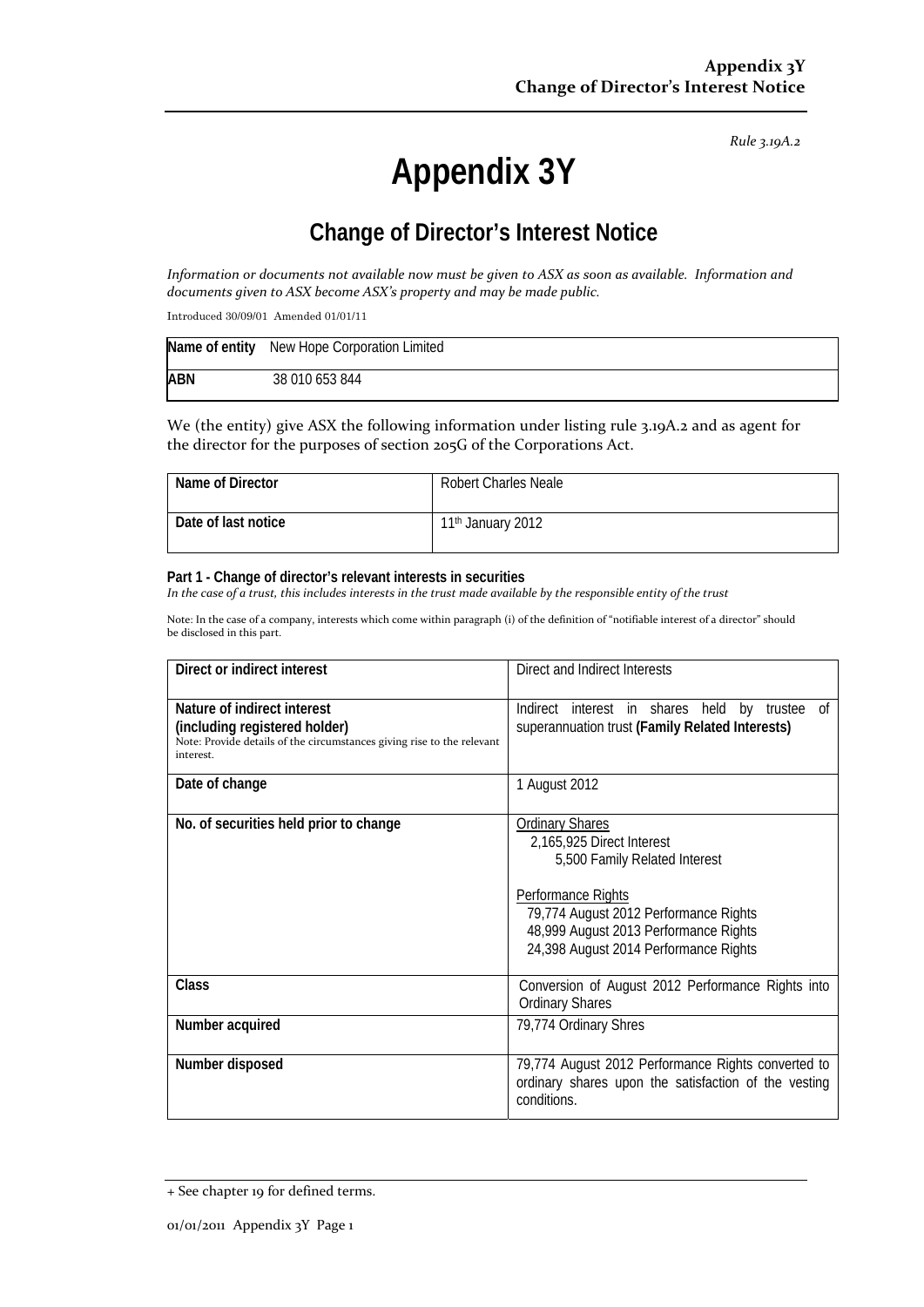*Rule 3.19A.2*

# Appendix 3Y

## Change of Director's Interest Notice

*Information or documents not available now must be given to ASX as soon as available. Information and documents given to ASX become ASX's property and may be made public.*

Introduced 30/09/01 Amended 01/01/11

| **Name of entity** | New Hope Corporation Limited |
|---|---|
| **ABN** | 38 010 653 844 |

We (the entity) give ASX the following information under listing rule 3.19A.2 and as agent for the director for the purposes of section 205G of the Corporations Act.

| **Name of Director** | Robert Charles Neale |
|---|---|
| **Date of last notice** | 11th January 2012 |

**Part 1 - Change of director's relevant interests in securities**
*In the case of a trust, this includes interests in the trust made available by the responsible entity of the trust*

Note: In the case of a company, interests which come within paragraph (i) of the definition of "notifiable interest of a director" should be disclosed in this part.

| | |
|---|---|
| **Direct or indirect interest** | Direct and Indirect Interests |
| **Nature of indirect interest (including registered holder)**<br>Note: Provide details of the circumstances giving rise to the relevant interest. | Indirect interest in shares held by trustee of superannuation trust **(Family Related Interests)** |
| **Date of change** | 1 August 2012 |
| **No. of securities held prior to change** | Ordinary Shares<br>2,165,925 Direct Interest<br>5,500 Family Related Interest<br><br>Performance Rights<br>79,774 August 2012 Performance Rights<br>48,999 August 2013 Performance Rights<br>24,398 August 2014 Performance Rights |
| **Class** | Conversion of August 2012 Performance Rights into Ordinary Shares |
| **Number acquired** | 79,774 Ordinary Shres |
| **Number disposed** | 79,774 August 2012 Performance Rights converted to ordinary shares upon the satisfaction of the vesting conditions. |

+ See chapter 19 for defined terms.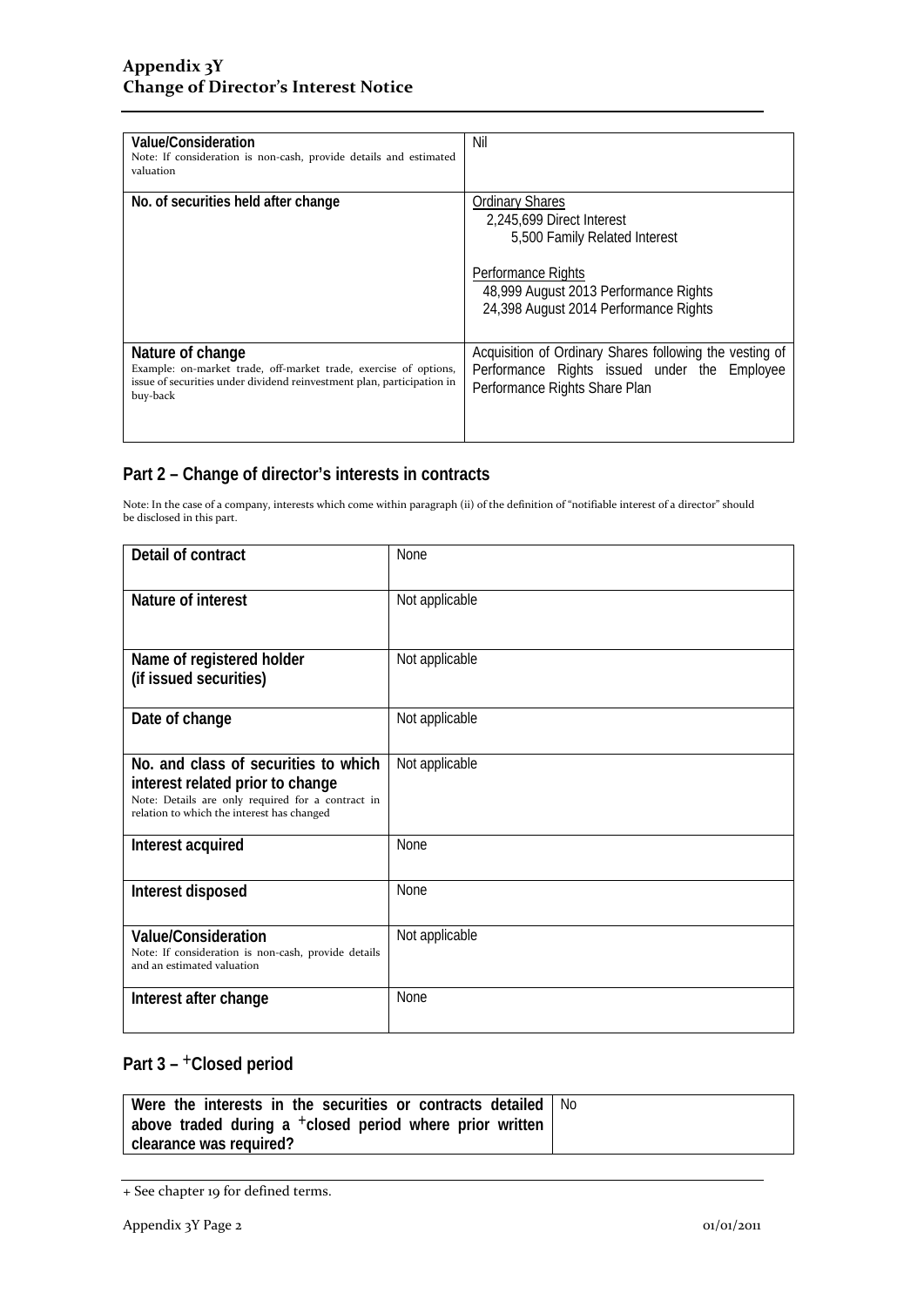| | |
|---|---|
| **Value/Consideration**<br>Note: If consideration is non-cash, provide details and estimated valuation | Nil |
| **No. of securities held after change** | Ordinary Shares<br>2,245,699 Direct Interest<br>5,500 Family Related Interest<br><br>Performance Rights<br>48,999 August 2013 Performance Rights<br>24,398 August 2014 Performance Rights |
| **Nature of change**<br>Example: on-market trade, off-market trade, exercise of options, issue of securities under dividend reinvestment plan, participation in buy-back | Acquisition of Ordinary Shares following the vesting of Performance Rights issued under the Employee Performance Rights Share Plan |

## Part 2 – Change of director's interests in contracts

Note: In the case of a company, interests which come within paragraph (ii) of the definition of "notifiable interest of a director" should be disclosed in this part.

| | |
|---|---|
| **Detail of contract** | None |
| **Nature of interest** | Not applicable |
| **Name of registered holder (if issued securities)** | Not applicable |
| **Date of change** | Not applicable |
| **No. and class of securities to which interest related prior to change**<br>Note: Details are only required for a contract in relation to which the interest has changed | Not applicable |
| **Interest acquired** | None |
| **Interest disposed** | None |
| **Value/Consideration**<br>Note: If consideration is non-cash, provide details and an estimated valuation | Not applicable |
| **Interest after change** | None |

## Part 3 – +Closed period

| | |
|---|---|
| **Were the interests in the securities or contracts detailed above traded during a +closed period where prior written clearance was required?** | No |

+ See chapter 19 for defined terms.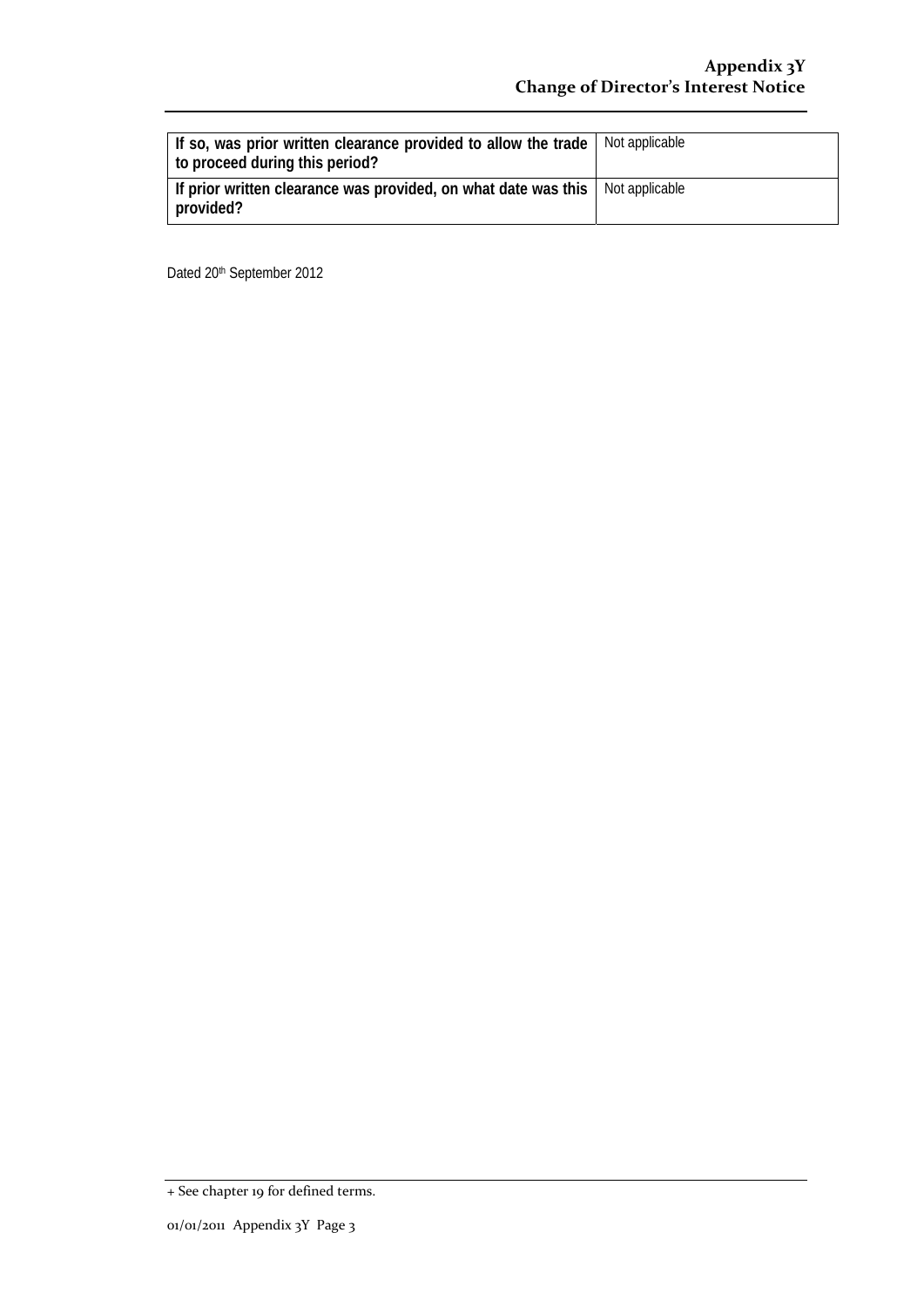| | |
|---|---|
| **If so, was prior written clearance provided to allow the trade to proceed during this period?** | Not applicable |
| **If prior written clearance was provided, on what date was this provided?** | Not applicable |

Dated 20th September 2012

+ See chapter 19 for defined terms.